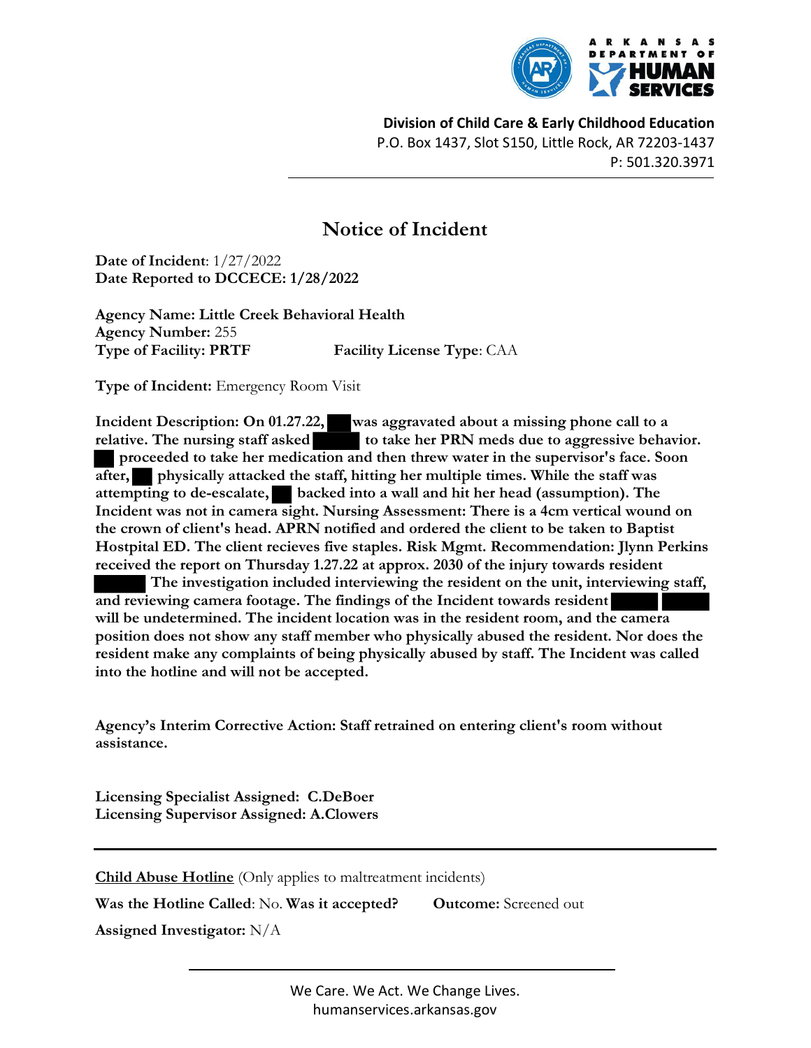ARKANSAS DEPARTMENT OF HUMAN SERVICES

**Division of Child Care & Early Childhood Education**
P.O. Box 1437, Slot S150, Little Rock, AR 72203-1437
P: 501.320.3971

# Notice of Incident

**Date of Incident**: 1/27/2022
**Date Reported to DCCECE: 1/28/2022**

**Agency Name: Little Creek Behavioral Health**
**Agency Number:** 255
**Type of Facility: PRTF** **Facility License Type**: CAA

**Type of Incident:** Emergency Room Visit

**Incident Description: On 01.27.22, ██ was aggravated about a missing phone call to a relative. The nursing staff asked ██ to take her PRN meds due to aggressive behavior. ██ proceeded to take her medication and then threw water in the supervisor's face. Soon after, ██ physically attacked the staff, hitting her multiple times. While the staff was attempting to de-escalate, ██ backed into a wall and hit her head (assumption). The Incident was not in camera sight. Nursing Assessment: There is a 4cm vertical wound on the crown of client's head. APRN notified and ordered the client to be taken to Baptist Hostpital ED. The client recieves five staples. Risk Mgmt. Recommendation: Jlynn Perkins received the report on Thursday 1.27.22 at approx. 2030 of the injury towards resident ██ The investigation included interviewing the resident on the unit, interviewing staff, and reviewing camera footage. The findings of the Incident towards resident ██ ██ will be undetermined. The incident location was in the resident room, and the camera position does not show any staff member who physically abused the resident. Nor does the resident make any complaints of being physically abused by staff. The Incident was called into the hotline and will not be accepted.**

**Agency's Interim Corrective Action: Staff retrained on entering client's room without assistance.**

**Licensing Specialist Assigned: C.DeBoer**
**Licensing Supervisor Assigned: A.Clowers**

---

**Child Abuse Hotline** (Only applies to maltreatment incidents)

**Was the Hotline Called**: No. **Was it accepted?** **Outcome:** Screened out

**Assigned Investigator:** N/A

We Care. We Act. We Change Lives.
humanservices.arkansas.gov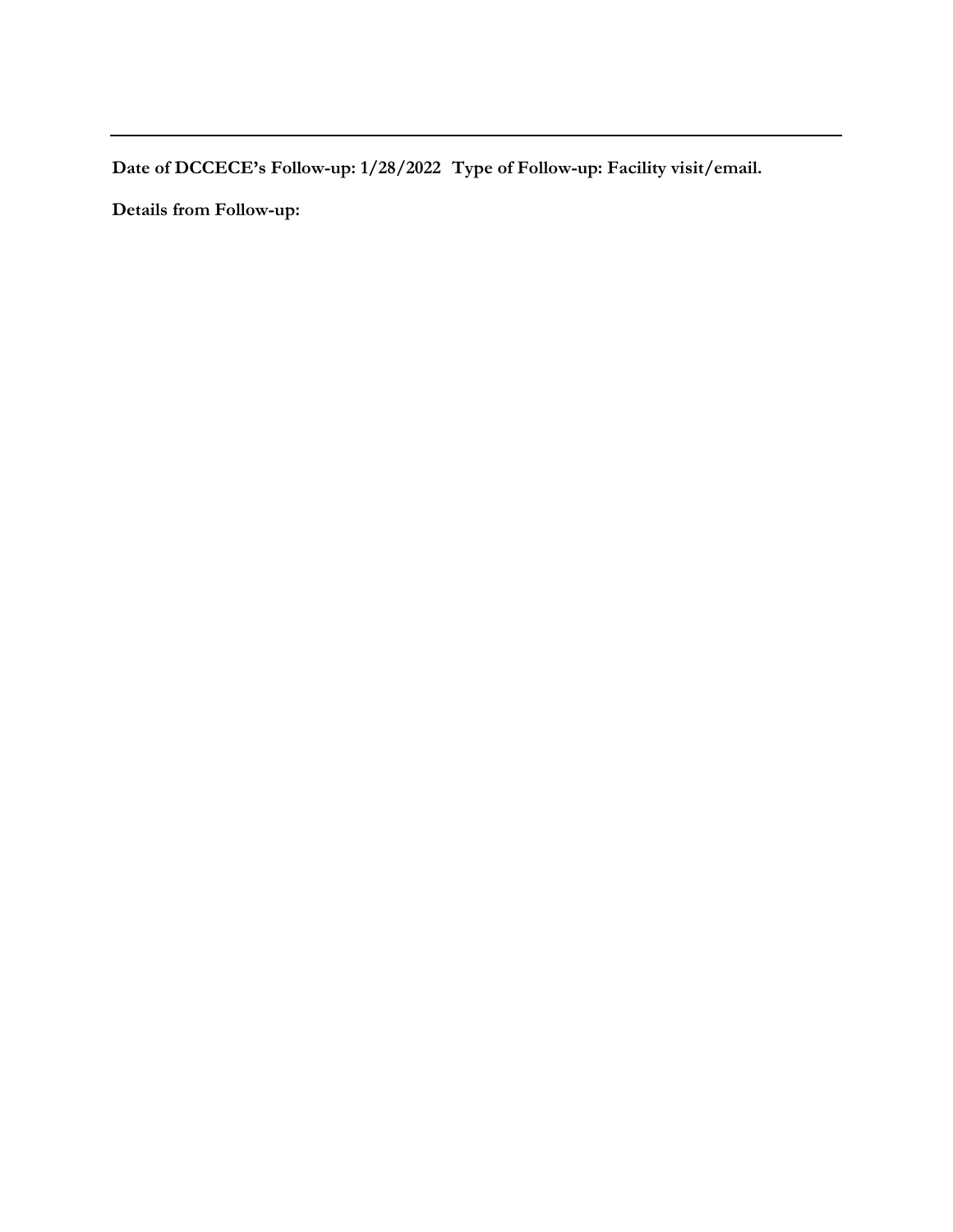---

**Date of DCCECE's Follow-up: 1/28/2022 Type of Follow-up: Facility visit/email.**

**Details from Follow-up:**